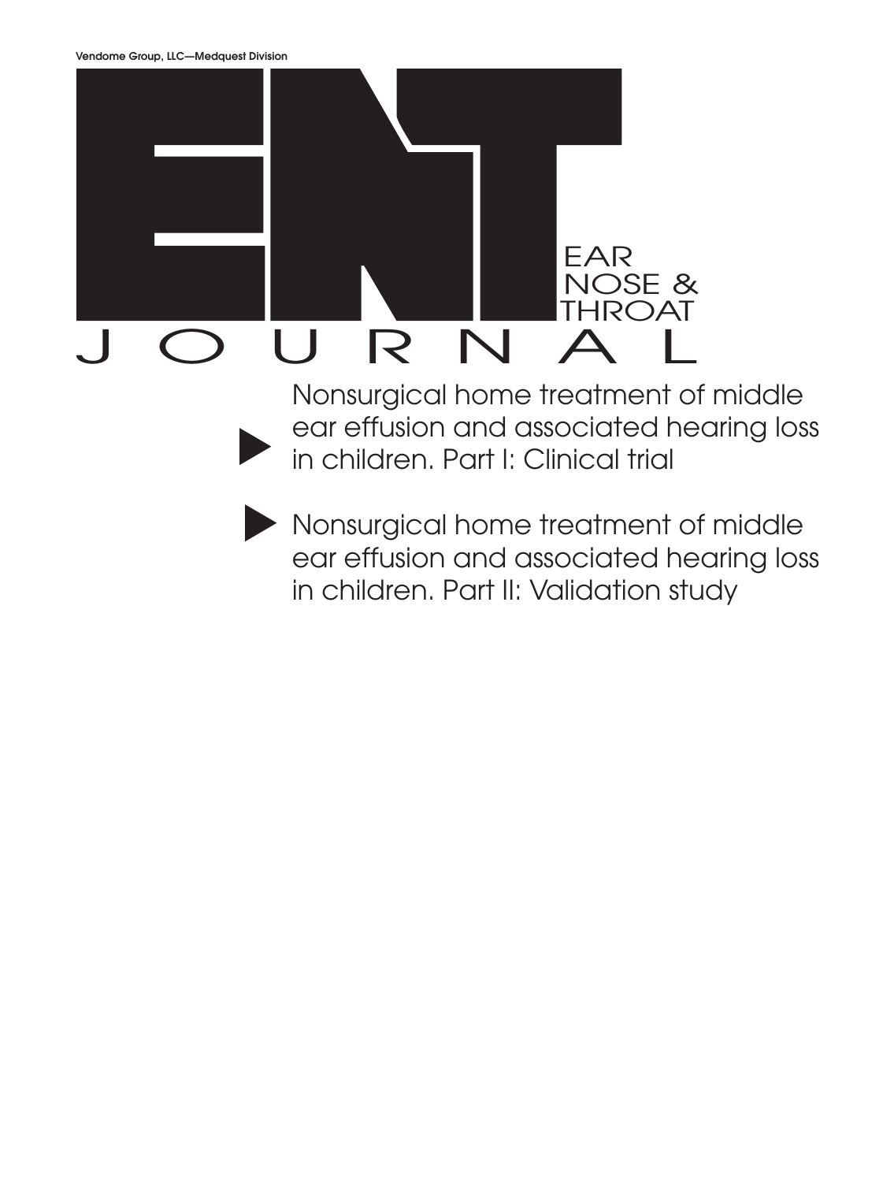Vendome Group, LLC—Medquest Division

# ENT

EAR NOSE & THROAT

JOURNAL

- Nonsurgical home treatment of middle ear effusion and associated hearing loss in children. Part I: Clinical trial

- Nonsurgical home treatment of middle ear effusion and associated hearing loss in children. Part II: Validation study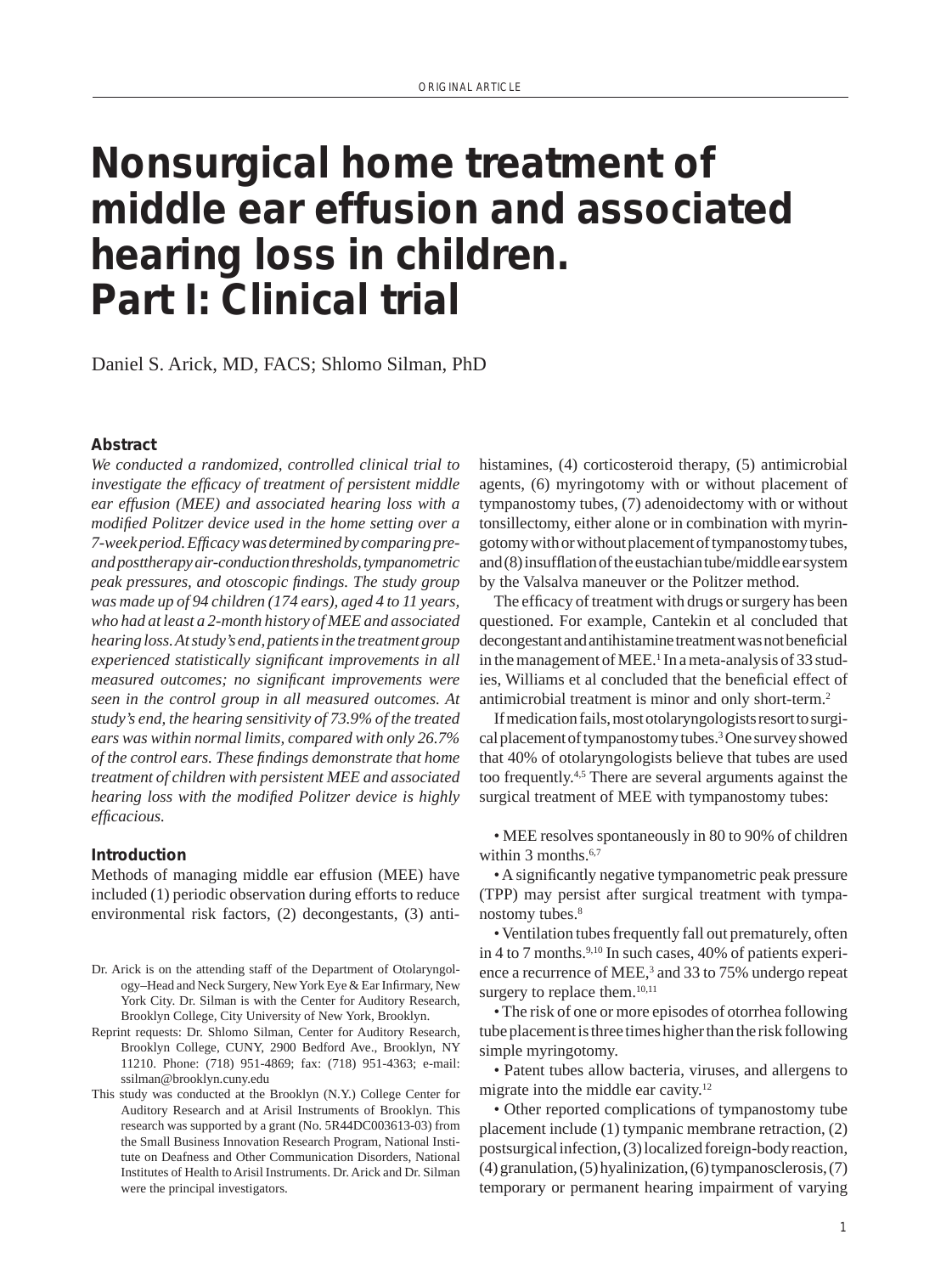# Nonsurgical home treatment of middle ear effusion and associated hearing loss in children. Part I: Clinical trial

Daniel S. Arick, MD, FACS; Shlomo Silman, PhD

### Abstract

*We conducted a randomized, controlled clinical trial to investigate the efficacy of treatment of persistent middle ear effusion (MEE) and associated hearing loss with a modified Politzer device used in the home setting over a 7-week period. Efficacy was determined by comparing pre- and posttherapy air-conduction thresholds, tympanometric peak pressures, and otoscopic findings. The study group was made up of 94 children (174 ears), aged 4 to 11 years, who had at least a 2-month history of MEE and associated hearing loss. At study's end, patients in the treatment group experienced statistically significant improvements in all measured outcomes; no significant improvements were seen in the control group in all measured outcomes. At study's end, the hearing sensitivity of 73.9% of the treated ears was within normal limits, compared with only 26.7% of the control ears. These findings demonstrate that home treatment of children with persistent MEE and associated hearing loss with the modified Politzer device is highly efficacious.*

### Introduction

Methods of managing middle ear effusion (MEE) have included (1) periodic observation during efforts to reduce environmental risk factors, (2) decongestants, (3) antihistamines, (4) corticosteroid therapy, (5) antimicrobial agents, (6) myringotomy with or without placement of tympanostomy tubes, (7) adenoidectomy with or without tonsillectomy, either alone or in combination with myringotomy with or without placement of tympanostomy tubes, and (8) insufflation of the eustachian tube/middle ear system by the Valsalva maneuver or the Politzer method.

The efficacy of treatment with drugs or surgery has been questioned. For example, Cantekin et al concluded that decongestant and antihistamine treatment was not beneficial in the management of MEE.[1] In a meta-analysis of 33 studies, Williams et al concluded that the beneficial effect of antimicrobial treatment is minor and only short-term.[2]

If medication fails, most otolaryngologists resort to surgical placement of tympanostomy tubes.[3] One survey showed that 40% of otolaryngologists believe that tubes are used too frequently.[4,5] There are several arguments against the surgical treatment of MEE with tympanostomy tubes:

- MEE resolves spontaneously in 80 to 90% of children within 3 months.[6,7]
- A significantly negative tympanometric peak pressure (TPP) may persist after surgical treatment with tympanostomy tubes.[8]
- Ventilation tubes frequently fall out prematurely, often in 4 to 7 months.[9,10] In such cases, 40% of patients experience a recurrence of MEE,[3] and 33 to 75% undergo repeat surgery to replace them.[10,11]
- The risk of one or more episodes of otorrhea following tube placement is three times higher than the risk following simple myringotomy.
- Patent tubes allow bacteria, viruses, and allergens to migrate into the middle ear cavity.[12]
- Other reported complications of tympanostomy tube placement include (1) tympanic membrane retraction, (2) postsurgical infection, (3) localized foreign-body reaction, (4) granulation, (5) hyalinization, (6) tympanosclerosis, (7) temporary or permanent hearing impairment of varying

Dr. Arick is on the attending staff of the Department of Otolaryngology–Head and Neck Surgery, New York Eye & Ear Infirmary, New York City. Dr. Silman is with the Center for Auditory Research, Brooklyn College, City University of New York, Brooklyn.

Reprint requests: Dr. Shlomo Silman, Center for Auditory Research, Brooklyn College, CUNY, 2900 Bedford Ave., Brooklyn, NY 11210. Phone: (718) 951-4869; fax: (718) 951-4363; e-mail: ssilman@brooklyn.cuny.edu

This study was conducted at the Brooklyn (N.Y.) College Center for Auditory Research and at Arisil Instruments of Brooklyn. This research was supported by a grant (No. 5R44DC003613-03) from the Small Business Innovation Research Program, National Institute on Deafness and Other Communication Disorders, National Institutes of Health to Arisil Instruments. Dr. Arick and Dr. Silman were the principal investigators.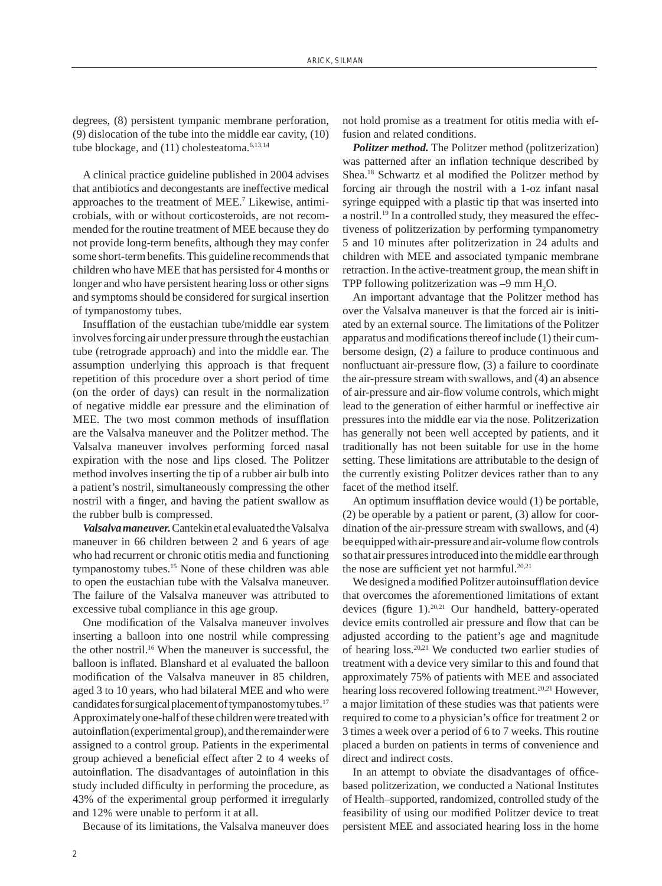degrees, (8) persistent tympanic membrane perforation, (9) dislocation of the tube into the middle ear cavity, (10) tube blockage, and (11) cholesteatoma.[6,13,14]

A clinical practice guideline published in 2004 advises that antibiotics and decongestants are ineffective medical approaches to the treatment of MEE.[7] Likewise, antimicrobials, with or without corticosteroids, are not recommended for the routine treatment of MEE because they do not provide long-term benefits, although they may confer some short-term benefits. This guideline recommends that children who have MEE that has persisted for 4 months or longer and who have persistent hearing loss or other signs and symptoms should be considered for surgical insertion of tympanostomy tubes.

Insufflation of the eustachian tube/middle ear system involves forcing air under pressure through the eustachian tube (retrograde approach) and into the middle ear. The assumption underlying this approach is that frequent repetition of this procedure over a short period of time (on the order of days) can result in the normalization of negative middle ear pressure and the elimination of MEE. The two most common methods of insufflation are the Valsalva maneuver and the Politzer method. The Valsalva maneuver involves performing forced nasal expiration with the nose and lips closed. The Politzer method involves inserting the tip of a rubber air bulb into a patient's nostril, simultaneously compressing the other nostril with a finger, and having the patient swallow as the rubber bulb is compressed.

***Valsalva maneuver.*** Cantekin et al evaluated the Valsalva maneuver in 66 children between 2 and 6 years of age who had recurrent or chronic otitis media and functioning tympanostomy tubes.[15] None of these children was able to open the eustachian tube with the Valsalva maneuver. The failure of the Valsalva maneuver was attributed to excessive tubal compliance in this age group.

One modification of the Valsalva maneuver involves inserting a balloon into one nostril while compressing the other nostril.[16] When the maneuver is successful, the balloon is inflated. Blanshard et al evaluated the balloon modification of the Valsalva maneuver in 85 children, aged 3 to 10 years, who had bilateral MEE and who were candidates for surgical placement of tympanostomy tubes.[17] Approximately one-half of these children were treated with autoinflation (experimental group), and the remainder were assigned to a control group. Patients in the experimental group achieved a beneficial effect after 2 to 4 weeks of autoinflation. The disadvantages of autoinflation in this study included difficulty in performing the procedure, as 43% of the experimental group performed it irregularly and 12% were unable to perform it at all.

Because of its limitations, the Valsalva maneuver does not hold promise as a treatment for otitis media with effusion and related conditions.

***Politzer method.*** The Politzer method (politzerization) was patterned after an inflation technique described by Shea.[18] Schwartz et al modified the Politzer method by forcing air through the nostril with a 1-oz infant nasal syringe equipped with a plastic tip that was inserted into a nostril.[19] In a controlled study, they measured the effectiveness of politzerization by performing tympanometry 5 and 10 minutes after politzerization in 24 adults and children with MEE and associated tympanic membrane retraction. In the active-treatment group, the mean shift in TPP following politzerization was –9 mm $H_2O$.

An important advantage that the Politzer method has over the Valsalva maneuver is that the forced air is initiated by an external source. The limitations of the Politzer apparatus and modifications thereof include (1) their cumbersome design, (2) a failure to produce continuous and nonfluctuant air-pressure flow, (3) a failure to coordinate the air-pressure stream with swallows, and (4) an absence of air-pressure and air-flow volume controls, which might lead to the generation of either harmful or ineffective air pressures into the middle ear via the nose. Politzerization has generally not been well accepted by patients, and it traditionally has not been suitable for use in the home setting. These limitations are attributable to the design of the currently existing Politzer devices rather than to any facet of the method itself.

An optimum insufflation device would (1) be portable, (2) be operable by a patient or parent, (3) allow for coordination of the air-pressure stream with swallows, and (4) be equipped with air-pressure and air-volume flow controls so that air pressures introduced into the middle ear through the nose are sufficient yet not harmful.[20,21]

We designed a modified Politzer autoinsufflation device that overcomes the aforementioned limitations of extant devices (figure 1).[20,21] Our handheld, battery-operated device emits controlled air pressure and flow that can be adjusted according to the patient's age and magnitude of hearing loss.[20,21] We conducted two earlier studies of treatment with a device very similar to this and found that approximately 75% of patients with MEE and associated hearing loss recovered following treatment.[20,21] However, a major limitation of these studies was that patients were required to come to a physician's office for treatment 2 or 3 times a week over a period of 6 to 7 weeks. This routine placed a burden on patients in terms of convenience and direct and indirect costs.

In an attempt to obviate the disadvantages of office-based politzerization, we conducted a National Institutes of Health–supported, randomized, controlled study of the feasibility of using our modified Politzer device to treat persistent MEE and associated hearing loss in the home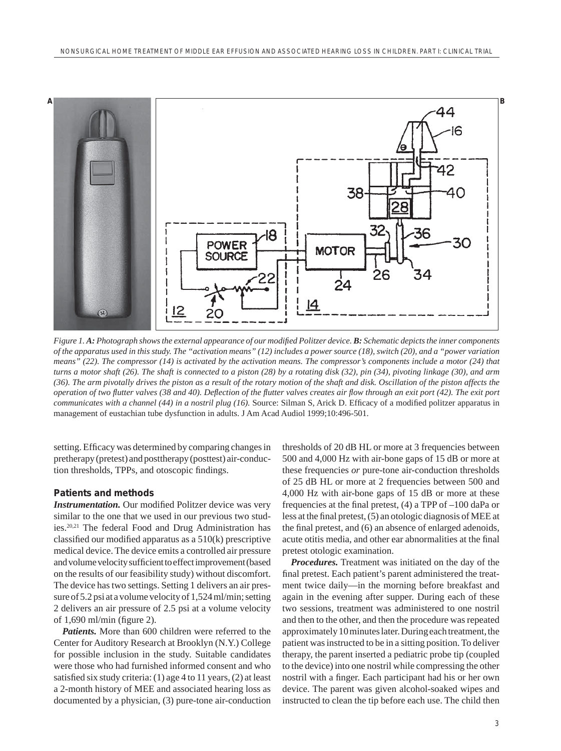*Figure 1. **A:** Photograph shows the external appearance of our modified Politzer device. **B:** Schematic depicts the inner components of the apparatus used in this study. The "activation means" (12) includes a power source (18), switch (20), and a "power variation means" (22). The compressor (14) is activated by the activation means. The compressor's components include a motor (24) that turns a motor shaft (26). The shaft is connected to a piston (28) by a rotating disk (32), pin (34), pivoting linkage (30), and arm (36). The arm pivotally drives the piston as a result of the rotary motion of the shaft and disk. Oscillation of the piston affects the operation of two flutter valves (38 and 40). Deflection of the flutter valves creates air flow through an exit port (42). The exit port communicates with a channel (44) in a nostril plug (16).* Source: Silman S, Arick D. Efficacy of a modified politzer apparatus in management of eustachian tube dysfunction in adults. J Am Acad Audiol 1999;10:496-501.

setting. Efficacy was determined by comparing changes in pretherapy (pretest) and posttherapy (posttest) air-conduction thresholds, TPPs, and otoscopic findings.

## Patients and methods

***Instrumentation.*** Our modified Politzer device was very similar to the one that we used in our previous two studies.[20,21] The federal Food and Drug Administration has classified our modified apparatus as a 510(k) prescriptive medical device. The device emits a controlled air pressure and volume velocity sufficient to effect improvement (based on the results of our feasibility study) without discomfort. The device has two settings. Setting 1 delivers an air pressure of 5.2 psi at a volume velocity of 1,524 ml/min; setting 2 delivers an air pressure of 2.5 psi at a volume velocity of 1,690 ml/min (figure 2).

***Patients.*** More than 600 children were referred to the Center for Auditory Research at Brooklyn (N.Y.) College for possible inclusion in the study. Suitable candidates were those who had furnished informed consent and who satisfied six study criteria: (1) age 4 to 11 years, (2) at least a 2-month history of MEE and associated hearing loss as documented by a physician, (3) pure-tone air-conduction thresholds of 20 dB HL or more at 3 frequencies between 500 and 4,000 Hz with air-bone gaps of 15 dB or more at these frequencies *or* pure-tone air-conduction thresholds of 25 dB HL or more at 2 frequencies between 500 and 4,000 Hz with air-bone gaps of 15 dB or more at these frequencies at the final pretest, (4) a TPP of –100 daPa or less at the final pretest, (5) an otologic diagnosis of MEE at the final pretest, and (6) an absence of enlarged adenoids, acute otitis media, and other ear abnormalities at the final pretest otologic examination.

***Procedures.*** Treatment was initiated on the day of the final pretest. Each patient's parent administered the treatment twice daily—in the morning before breakfast and again in the evening after supper. During each of these two sessions, treatment was administered to one nostril and then to the other, and then the procedure was repeated approximately 10 minutes later. During each treatment, the patient was instructed to be in a sitting position. To deliver therapy, the parent inserted a pediatric probe tip (coupled to the device) into one nostril while compressing the other nostril with a finger. Each participant had his or her own device. The parent was given alcohol-soaked wipes and instructed to clean the tip before each use. The child then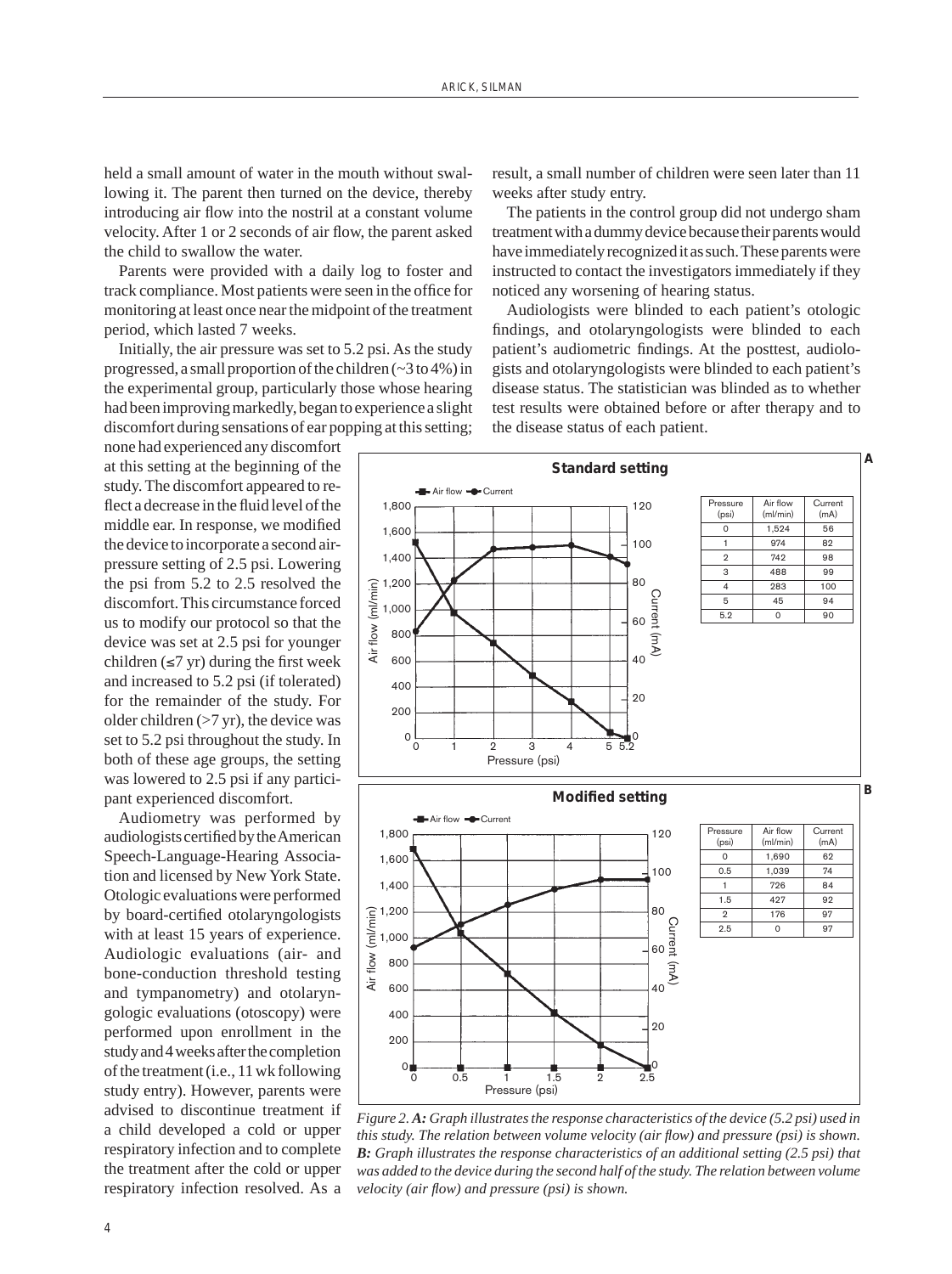held a small amount of water in the mouth without swallowing it. The parent then turned on the device, thereby introducing air flow into the nostril at a constant volume velocity. After 1 or 2 seconds of air flow, the parent asked the child to swallow the water.

Parents were provided with a daily log to foster and track compliance. Most patients were seen in the office for monitoring at least once near the midpoint of the treatment period, which lasted 7 weeks.

Initially, the air pressure was set to 5.2 psi. As the study progressed, a small proportion of the children (~3 to 4%) in the experimental group, particularly those whose hearing had been improving markedly, began to experience a slight discomfort during sensations of ear popping at this setting; none had experienced any discomfort at this setting at the beginning of the study. The discomfort appeared to reflect a decrease in the fluid level of the middle ear. In response, we modified the device to incorporate a second air-pressure setting of 2.5 psi. Lowering the psi from 5.2 to 2.5 resolved the discomfort. This circumstance forced us to modify our protocol so that the device was set at 2.5 psi for younger children (≤7 yr) during the first week and increased to 5.2 psi (if tolerated) for the remainder of the study. For older children (>7 yr), the device was set to 5.2 psi throughout the study. In both of these age groups, the setting was lowered to 2.5 psi if any participant experienced discomfort.

Audiometry was performed by audiologists certified by the American Speech-Language-Hearing Association and licensed by New York State. Otologic evaluations were performed by board-certified otolaryngologists with at least 15 years of experience. Audiologic evaluations (air- and bone-conduction threshold testing and tympanometry) and otolaryngologic evaluations (otoscopy) were performed upon enrollment in the study and 4 weeks after the completion of the treatment (i.e., 11 wk following study entry). However, parents were advised to discontinue treatment if a child developed a cold or upper respiratory infection and to complete the treatment after the cold or upper respiratory infection resolved. As a result, a small number of children were seen later than 11 weeks after study entry.

The patients in the control group did not undergo sham treatment with a dummy device because their parents would have immediately recognized it as such. These parents were instructed to contact the investigators immediately if they noticed any worsening of hearing status.

Audiologists were blinded to each patient's otologic findings, and otolaryngologists were blinded to each patient's audiometric findings. At the posttest, audiologists and otolaryngologists were blinded to each patient's disease status. The statistician was blinded as to whether test results were obtained before or after therapy and to the disease status of each patient.

**A — Standard setting**

| Pressure (psi) | Air flow (ml/min) | Current (mA) |
|---|---|---|
| 0 | 1,524 | 56 |
| 1 | 974 | 82 |
| 2 | 742 | 98 |
| 3 | 488 | 99 |
| 4 | 283 | 100 |
| 5 | 45 | 94 |
| 5.2 | 0 | 90 |

**B — Modified setting**

| Pressure (psi) | Air flow (ml/min) | Current (mA) |
|---|---|---|
| 0 | 1,690 | 62 |
| 0.5 | 1,039 | 74 |
| 1 | 726 | 84 |
| 1.5 | 427 | 92 |
| 2 | 176 | 97 |
| 2.5 | 0 | 97 |

*Figure 2. **A:** Graph illustrates the response characteristics of the device (5.2 psi) used in this study. The relation between volume velocity (air flow) and pressure (psi) is shown. **B:** Graph illustrates the response characteristics of an additional setting (2.5 psi) that was added to the device during the second half of the study. The relation between volume velocity (air flow) and pressure (psi) is shown.*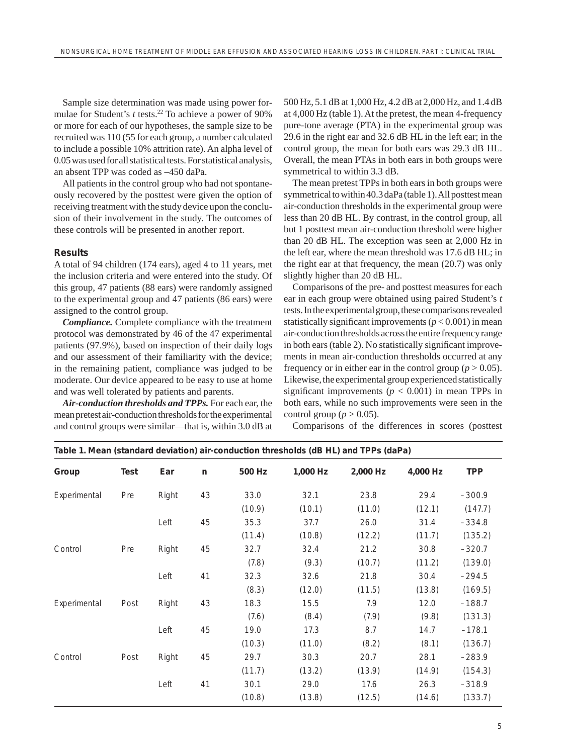Sample size determination was made using power formulae for Student's *t* tests.[22] To achieve a power of 90% or more for each of our hypotheses, the sample size to be recruited was 110 (55 for each group, a number calculated to include a possible 10% attrition rate). An alpha level of 0.05 was used for all statistical tests. For statistical analysis, an absent TPP was coded as –450 daPa.

All patients in the control group who had not spontaneously recovered by the posttest were given the option of receiving treatment with the study device upon the conclusion of their involvement in the study. The outcomes of these controls will be presented in another report.

## Results

A total of 94 children (174 ears), aged 4 to 11 years, met the inclusion criteria and were entered into the study. Of this group, 47 patients (88 ears) were randomly assigned to the experimental group and 47 patients (86 ears) were assigned to the control group.

***Compliance.*** Complete compliance with the treatment protocol was demonstrated by 46 of the 47 experimental patients (97.9%), based on inspection of their daily logs and our assessment of their familiarity with the device; in the remaining patient, compliance was judged to be moderate. Our device appeared to be easy to use at home and was well tolerated by patients and parents.

***Air-conduction thresholds and TPPs.*** For each ear, the mean pretest air-conduction thresholds for the experimental and control groups were similar—that is, within 3.0 dB at 500 Hz, 5.1 dB at 1,000 Hz, 4.2 dB at 2,000 Hz, and 1.4 dB at 4,000 Hz (table 1). At the pretest, the mean 4-frequency pure-tone average (PTA) in the experimental group was 29.6 in the right ear and 32.6 dB HL in the left ear; in the control group, the mean for both ears was 29.3 dB HL. Overall, the mean PTAs in both ears in both groups were symmetrical to within 3.3 dB.

The mean pretest TPPs in both ears in both groups were symmetrical to within 40.3 daPa (table 1). All posttest mean air-conduction thresholds in the experimental group were less than 20 dB HL. By contrast, in the control group, all but 1 posttest mean air-conduction threshold were higher than 20 dB HL. The exception was seen at 2,000 Hz in the left ear, where the mean threshold was 17.6 dB HL; in the right ear at that frequency, the mean (20.7) was only slightly higher than 20 dB HL.

Comparisons of the pre- and posttest measures for each ear in each group were obtained using paired Student's *t* tests. In the experimental group, these comparisons revealed statistically significant improvements ($p < 0.001$) in mean air-conduction thresholds across the entire frequency range in both ears (table 2). No statistically significant improvements in mean air-conduction thresholds occurred at any frequency or in either ear in the control group ($p > 0.05$). Likewise, the experimental group experienced statistically significant improvements ($p < 0.001$) in mean TPPs in both ears, while no such improvements were seen in the control group ($p > 0.05$).

Comparisons of the differences in scores (posttest

**Table 1. Mean (standard deviation) air-conduction thresholds (dB HL) and TPPs (daPa)**

| Group | Test | Ear | n | 500 Hz | 1,000 Hz | 2,000 Hz | 4,000 Hz | TPP |
|---|---|---|---|---|---|---|---|---|
| Experimental | Pre | Right | 43 | 33.0 (10.9) | 32.1 (10.1) | 23.8 (11.0) | 29.4 (12.1) | –300.9 (147.7) |
| | | Left | 45 | 35.3 (11.4) | 37.7 (10.8) | 26.0 (12.2) | 31.4 (11.7) | –334.8 (135.2) |
| Control | Pre | Right | 45 | 32.7 (7.8) | 32.4 (9.3) | 21.2 (10.7) | 30.8 (11.2) | –320.7 (139.0) |
| | | Left | 41 | 32.3 (8.3) | 32.6 (12.0) | 21.8 (11.5) | 30.4 (13.8) | –294.5 (169.5) |
| Experimental | Post | Right | 43 | 18.3 (7.6) | 15.5 (8.4) | 7.9 (7.9) | 12.0 (9.8) | –188.7 (131.3) |
| | | Left | 45 | 19.0 (10.3) | 17.3 (11.0) | 8.7 (8.2) | 14.7 (8.1) | –178.1 (136.7) |
| Control | Post | Right | 45 | 29.7 (11.7) | 30.3 (13.2) | 20.7 (13.9) | 28.1 (14.9) | –283.9 (154.3) |
| | | Left | 41 | 30.1 (10.8) | 29.0 (13.8) | 17.6 (12.5) | 26.3 (14.6) | –318.9 (133.7) |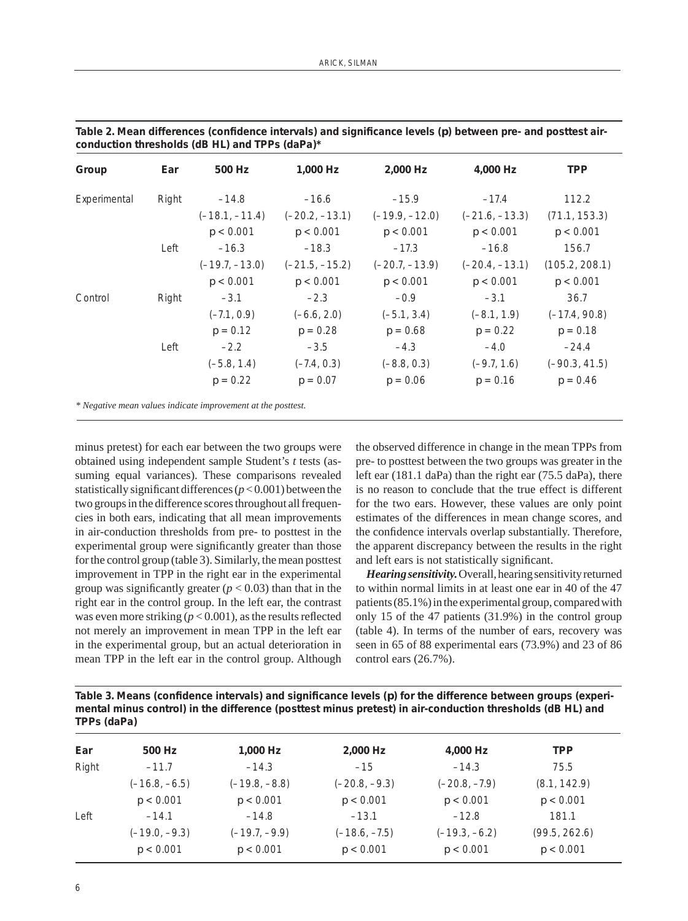**Table 2. Mean differences (confidence intervals) and significance levels (p) between pre- and posttest air-conduction thresholds (dB HL) and TPPs (daPa)***

| Group | Ear | 500 Hz | 1,000 Hz | 2,000 Hz | 4,000 Hz | TPP |
|---|---|---|---|---|---|---|
| Experimental | Right | –14.8 | –16.6 | –15.9 | –17.4 | 112.2 |
| | | (–18.1, –11.4) | (–20.2, –13.1) | (–19.9, –12.0) | (–21.6, –13.3) | (71.1, 153.3) |
| | | $p < 0.001$ | $p < 0.001$ | $p < 0.001$ | $p < 0.001$ | $p < 0.001$ |
| | Left | –16.3 | –18.3 | –17.3 | –16.8 | 156.7 |
| | | (–19.7, –13.0) | (–21.5, –15.2) | (–20.7, –13.9) | (–20.4, –13.1) | (105.2, 208.1) |
| | | $p < 0.001$ | $p < 0.001$ | $p < 0.001$ | $p < 0.001$ | $p < 0.001$ |
| Control | Right | –3.1 | –2.3 | –0.9 | –3.1 | 36.7 |
| | | (–7.1, 0.9) | (–6.6, 2.0) | (–5.1, 3.4) | (–8.1, 1.9) | (–17.4, 90.8) |
| | | $p = 0.12$ | $p = 0.28$ | $p = 0.68$ | $p = 0.22$ | $p = 0.18$ |
| | Left | –2.2 | –3.5 | –4.3 | –4.0 | –24.4 |
| | | (–5.8, 1.4) | (–7.4, 0.3) | (–8.8, 0.3) | (–9.7, 1.6) | (–90.3, 41.5) |
| | | $p = 0.22$ | $p = 0.07$ | $p = 0.06$ | $p = 0.16$ | $p = 0.46$ |

*\* Negative mean values indicate improvement at the posttest.*

minus pretest) for each ear between the two groups were obtained using independent sample Student's *t* tests (assuming equal variances). These comparisons revealed statistically significant differences ($p < 0.001$) between the two groups in the difference scores throughout all frequencies in both ears, indicating that all mean improvements in air-conduction thresholds from pre- to posttest in the experimental group were significantly greater than those for the control group (table 3). Similarly, the mean posttest improvement in TPP in the right ear in the experimental group was significantly greater ($p < 0.03$) than that in the right ear in the control group. In the left ear, the contrast was even more striking ($p < 0.001$), as the results reflected not merely an improvement in mean TPP in the left ear in the experimental group, but an actual deterioration in mean TPP in the left ear in the control group. Although the observed difference in change in the mean TPPs from pre- to posttest between the two groups was greater in the left ear (181.1 daPa) than the right ear (75.5 daPa), there is no reason to conclude that the true effect is different for the two ears. However, these values are only point estimates of the differences in mean change scores, and the confidence intervals overlap substantially. Therefore, the apparent discrepancy between the results in the right and left ears is not statistically significant.

***Hearing sensitivity.*** Overall, hearing sensitivity returned to within normal limits in at least one ear in 40 of the 47 patients (85.1%) in the experimental group, compared with only 15 of the 47 patients (31.9%) in the control group (table 4). In terms of the number of ears, recovery was seen in 65 of 88 experimental ears (73.9%) and 23 of 86 control ears (26.7%).

**Table 3. Means (confidence intervals) and significance levels (p) for the difference between groups (experimental minus control) in the difference (posttest minus pretest) in air-conduction thresholds (dB HL) and TPPs (daPa)**

| Ear | 500 Hz | 1,000 Hz | 2,000 Hz | 4,000 Hz | TPP |
|---|---|---|---|---|---|
| Right | –11.7 | –14.3 | –15 | –14.3 | 75.5 |
| | (–16.8, –6.5) | (–19.8, –8.8) | (–20.8, –9.3) | (–20.8, –7.9) | (8.1, 142.9) |
| | $p < 0.001$ | $p < 0.001$ | $p < 0.001$ | $p < 0.001$ | $p < 0.001$ |
| Left | –14.1 | –14.8 | –13.1 | –12.8 | 181.1 |
| | (–19.0, –9.3) | (–19.7, –9.9) | (–18.6, –7.5) | (–19.3, –6.2) | (99.5, 262.6) |
| | $p < 0.001$ | $p < 0.001$ | $p < 0.001$ | $p < 0.001$ | $p < 0.001$ |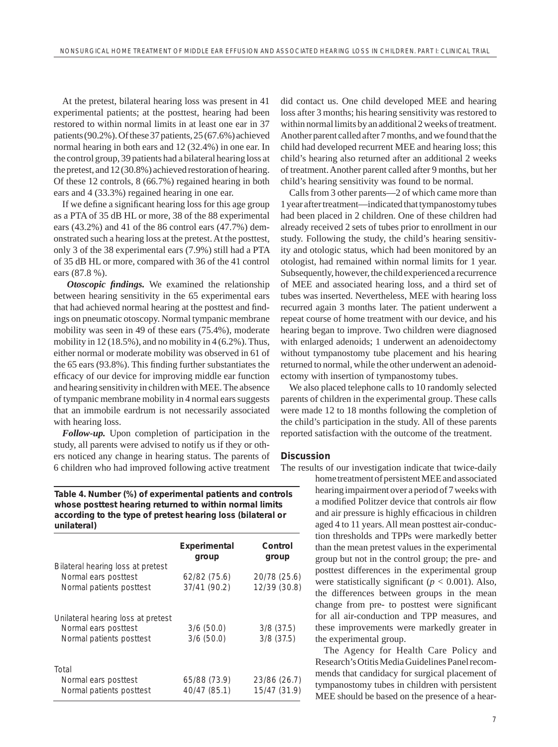At the pretest, bilateral hearing loss was present in 41 experimental patients; at the posttest, hearing had been restored to within normal limits in at least one ear in 37 patients (90.2%). Of these 37 patients, 25 (67.6%) achieved normal hearing in both ears and 12 (32.4%) in one ear. In the control group, 39 patients had a bilateral hearing loss at the pretest, and 12 (30.8%) achieved restoration of hearing. Of these 12 controls, 8 (66.7%) regained hearing in both ears and 4 (33.3%) regained hearing in one ear.

If we define a significant hearing loss for this age group as a PTA of 35 dB HL or more, 38 of the 88 experimental ears (43.2%) and 41 of the 86 control ears (47.7%) demonstrated such a hearing loss at the pretest. At the posttest, only 3 of the 38 experimental ears (7.9%) still had a PTA of 35 dB HL or more, compared with 36 of the 41 control ears (87.8 %).

***Otoscopic findings.*** We examined the relationship between hearing sensitivity in the 65 experimental ears that had achieved normal hearing at the posttest and findings on pneumatic otoscopy. Normal tympanic membrane mobility was seen in 49 of these ears (75.4%), moderate mobility in 12 (18.5%), and no mobility in 4 (6.2%). Thus, either normal or moderate mobility was observed in 61 of the 65 ears (93.8%). This finding further substantiates the efficacy of our device for improving middle ear function and hearing sensitivity in children with MEE. The absence of tympanic membrane mobility in 4 normal ears suggests that an immobile eardrum is not necessarily associated with hearing loss.

***Follow-up.*** Upon completion of participation in the study, all parents were advised to notify us if they or others noticed any change in hearing status. The parents of 6 children who had improved following active treatment did contact us. One child developed MEE and hearing loss after 3 months; his hearing sensitivity was restored to within normal limits by an additional 2 weeks of treatment. Another parent called after 7 months, and we found that the child had developed recurrent MEE and hearing loss; this child's hearing also returned after an additional 2 weeks of treatment. Another parent called after 9 months, but her child's hearing sensitivity was found to be normal.

Calls from 3 other parents—2 of which came more than 1 year after treatment—indicated that tympanostomy tubes had been placed in 2 children. One of these children had already received 2 sets of tubes prior to enrollment in our study. Following the study, the child's hearing sensitivity and otologic status, which had been monitored by an otologist, had remained within normal limits for 1 year. Subsequently, however, the child experienced a recurrence of MEE and associated hearing loss, and a third set of tubes was inserted. Nevertheless, MEE with hearing loss recurred again 3 months later. The patient underwent a repeat course of home treatment with our device, and his hearing began to improve. Two children were diagnosed with enlarged adenoids; 1 underwent an adenoidectomy without tympanostomy tube placement and his hearing returned to normal, while the other underwent an adenoidectomy with insertion of tympanostomy tubes.

We also placed telephone calls to 10 randomly selected parents of children in the experimental group. These calls were made 12 to 18 months following the completion of the child's participation in the study. All of these parents reported satisfaction with the outcome of the treatment.

**Table 4. Number (%) of experimental patients and controls whose posttest hearing returned to within normal limits according to the type of pretest hearing loss (bilateral or unilateral)**

| | Experimental group | Control group |
|---|---|---|
| Bilateral hearing loss at pretest | | |
| Normal ears posttest | 62/82 (75.6) | 20/78 (25.6) |
| Normal patients posttest | 37/41 (90.2) | 12/39 (30.8) |
| Unilateral hearing loss at pretest | | |
| Normal ears posttest | 3/6 (50.0) | 3/8 (37.5) |
| Normal patients posttest | 3/6 (50.0) | 3/8 (37.5) |
| Total | | |
| Normal ears posttest | 65/88 (73.9) | 23/86 (26.7) |
| Normal patients posttest | 40/47 (85.1) | 15/47 (31.9) |

## Discussion

The results of our investigation indicate that twice-daily home treatment of persistent MEE and associated hearing impairment over a period of 7 weeks with a modified Politzer device that controls air flow and air pressure is highly efficacious in children aged 4 to 11 years. All mean posttest air-conduction thresholds and TPPs were markedly better than the mean pretest values in the experimental group but not in the control group; the pre- and posttest differences in the experimental group were statistically significant ($p < 0.001$). Also, the differences between groups in the mean change from pre- to posttest were significant for all air-conduction and TPP measures, and these improvements were markedly greater in the experimental group.

The Agency for Health Care Policy and Research's Otitis Media Guidelines Panel recommends that candidacy for surgical placement of tympanostomy tubes in children with persistent MEE should be based on the presence of a hear-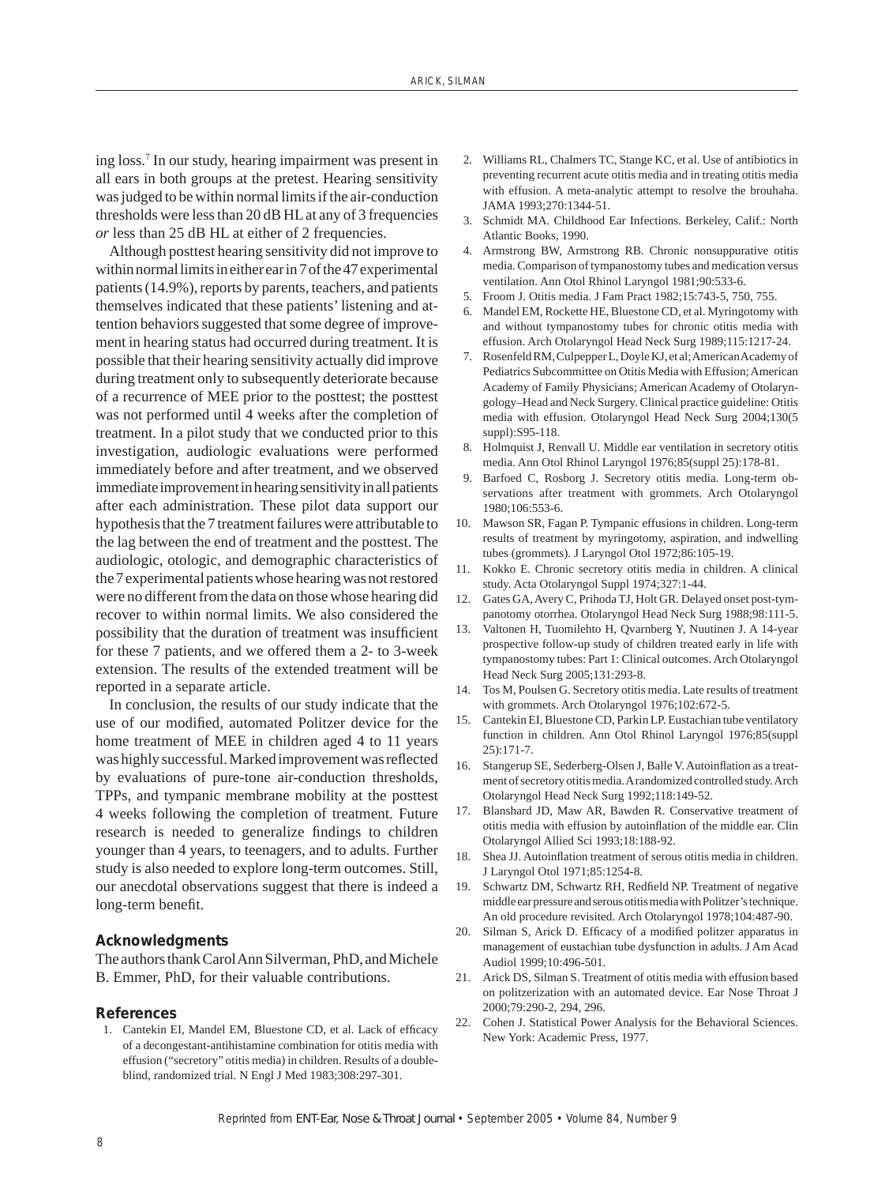ing loss.[7] In our study, hearing impairment was present in all ears in both groups at the pretest. Hearing sensitivity was judged to be within normal limits if the air-conduction thresholds were less than 20 dB HL at any of 3 frequencies *or* less than 25 dB HL at either of 2 frequencies.

Although posttest hearing sensitivity did not improve to within normal limits in either ear in 7 of the 47 experimental patients (14.9%), reports by parents, teachers, and patients themselves indicated that these patients' listening and attention behaviors suggested that some degree of improvement in hearing status had occurred during treatment. It is possible that their hearing sensitivity actually did improve during treatment only to subsequently deteriorate because of a recurrence of MEE prior to the posttest; the posttest was not performed until 4 weeks after the completion of treatment. In a pilot study that we conducted prior to this investigation, audiologic evaluations were performed immediately before and after treatment, and we observed immediate improvement in hearing sensitivity in all patients after each administration. These pilot data support our hypothesis that the 7 treatment failures were attributable to the lag between the end of treatment and the posttest. The audiologic, otologic, and demographic characteristics of the 7 experimental patients whose hearing was not restored were no different from the data on those whose hearing did recover to within normal limits. We also considered the possibility that the duration of treatment was insufficient for these 7 patients, and we offered them a 2- to 3-week extension. The results of the extended treatment will be reported in a separate article.

In conclusion, the results of our study indicate that the use of our modified, automated Politzer device for the home treatment of MEE in children aged 4 to 11 years was highly successful. Marked improvement was reflected by evaluations of pure-tone air-conduction thresholds, TPPs, and tympanic membrane mobility at the posttest 4 weeks following the completion of treatment. Future research is needed to generalize findings to children younger than 4 years, to teenagers, and to adults. Further study is also needed to explore long-term outcomes. Still, our anecdotal observations suggest that there is indeed a long-term benefit.

## Acknowledgments

The authors thank Carol Ann Silverman, PhD, and Michele B. Emmer, PhD, for their valuable contributions.

## References

1. Cantekin EI, Mandel EM, Bluestone CD, et al. Lack of efficacy of a decongestant-antihistamine combination for otitis media with effusion ("secretory" otitis media) in children. Results of a double-blind, randomized trial. N Engl J Med 1983;308:297-301.
2. Williams RL, Chalmers TC, Stange KC, et al. Use of antibiotics in preventing recurrent acute otitis media and in treating otitis media with effusion. A meta-analytic attempt to resolve the brouhaha. JAMA 1993;270:1344-51.
3. Schmidt MA. Childhood Ear Infections. Berkeley, Calif.: North Atlantic Books, 1990.
4. Armstrong BW, Armstrong RB. Chronic nonsuppurative otitis media. Comparison of tympanostomy tubes and medication versus ventilation. Ann Otol Rhinol Laryngol 1981;90:533-6.
5. Froom J. Otitis media. J Fam Pract 1982;15:743-5, 750, 755.
6. Mandel EM, Rockette HE, Bluestone CD, et al. Myringotomy with and without tympanostomy tubes for chronic otitis media with effusion. Arch Otolaryngol Head Neck Surg 1989;115:1217-24.
7. Rosenfeld RM, Culpepper L, Doyle KJ, et al; American Academy of Pediatrics Subcommittee on Otitis Media with Effusion; American Academy of Family Physicians; American Academy of Otolaryngology–Head and Neck Surgery. Clinical practice guideline: Otitis media with effusion. Otolaryngol Head Neck Surg 2004;130(5 suppl):S95-118.
8. Holmquist J, Renvall U. Middle ear ventilation in secretory otitis media. Ann Otol Rhinol Laryngol 1976;85(suppl 25):178-81.
9. Barfoed C, Rosborg J. Secretory otitis media. Long-term observations after treatment with grommets. Arch Otolaryngol 1980;106:553-6.
10. Mawson SR, Fagan P. Tympanic effusions in children. Long-term results of treatment by myringotomy, aspiration, and indwelling tubes (grommets). J Laryngol Otol 1972;86:105-19.
11. Kokko E. Chronic secretory otitis media in children. A clinical study. Acta Otolaryngol Suppl 1974;327:1-44.
12. Gates GA, Avery C, Prihoda TJ, Holt GR. Delayed onset post-tympanotomy otorrhea. Otolaryngol Head Neck Surg 1988;98:111-5.
13. Valtonen H, Tuomilehto H, Qvarnberg Y, Nuutinen J. A 14-year prospective follow-up study of children treated early in life with tympanostomy tubes: Part 1: Clinical outcomes. Arch Otolaryngol Head Neck Surg 2005;131:293-8.
14. Tos M, Poulsen G. Secretory otitis media. Late results of treatment with grommets. Arch Otolaryngol 1976;102:672-5.
15. Cantekin EI, Bluestone CD, Parkin LP. Eustachian tube ventilatory function in children. Ann Otol Rhinol Laryngol 1976;85(suppl 25):171-7.
16. Stangerup SE, Sederberg-Olsen J, Balle V. Autoinflation as a treatment of secretory otitis media. A randomized controlled study. Arch Otolaryngol Head Neck Surg 1992;118:149-52.
17. Blanshard JD, Maw AR, Bawden R. Conservative treatment of otitis media with effusion by autoinflation of the middle ear. Clin Otolaryngol Allied Sci 1993;18:188-92.
18. Shea JJ. Autoinflation treatment of serous otitis media in children. J Laryngol Otol 1971;85:1254-8.
19. Schwartz DM, Schwartz RH, Redfield NP. Treatment of negative middle ear pressure and serous otitis media with Politzer's technique. An old procedure revisited. Arch Otolaryngol 1978;104:487-90.
20. Silman S, Arick D. Efficacy of a modified politzer apparatus in management of eustachian tube dysfunction in adults. J Am Acad Audiol 1999;10:496-501.
21. Arick DS, Silman S. Treatment of otitis media with effusion based on politzerization with an automated device. Ear Nose Throat J 2000;79:290-2, 294, 296.
22. Cohen J. Statistical Power Analysis for the Behavioral Sciences. New York: Academic Press, 1977.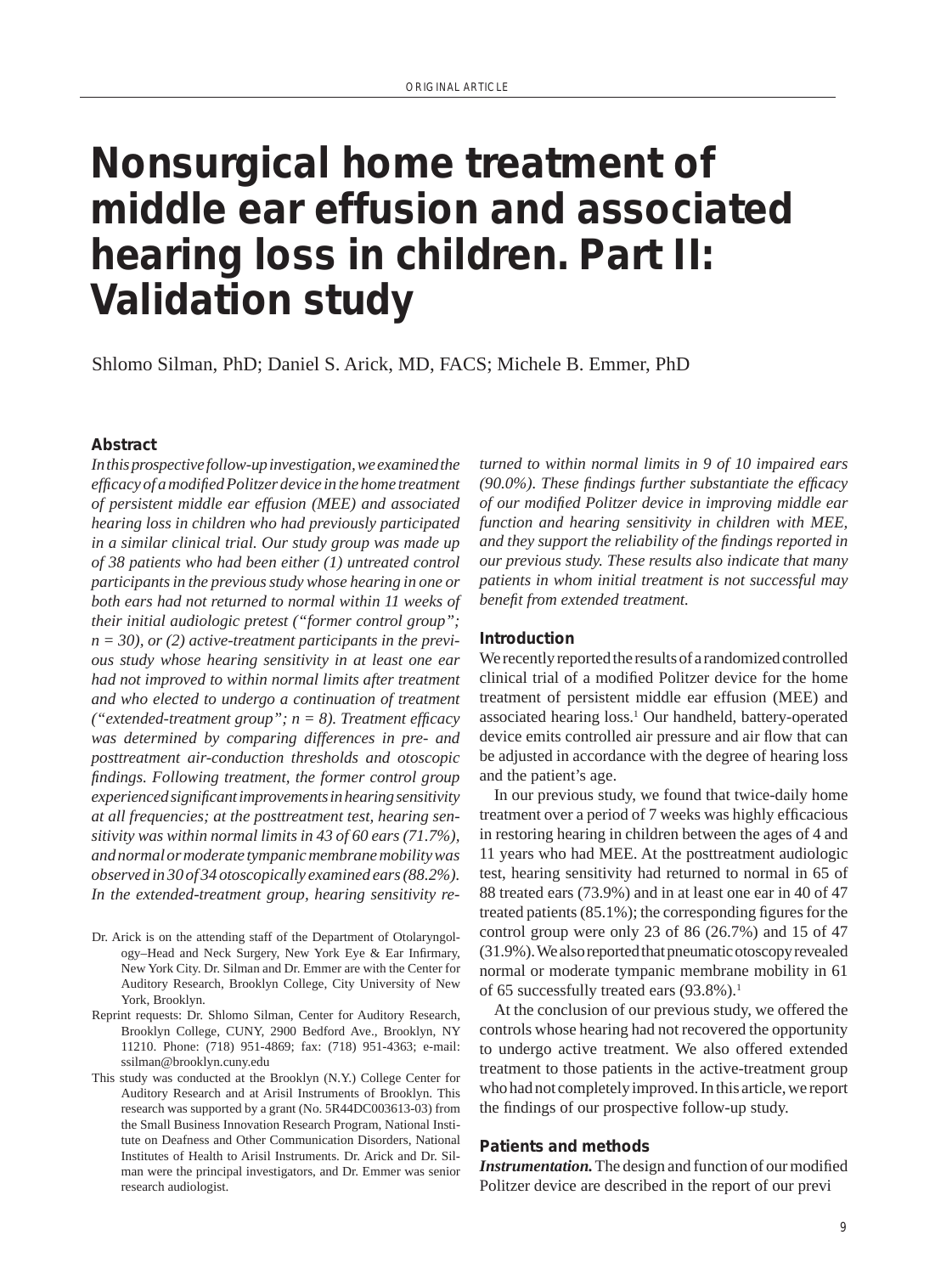# Nonsurgical home treatment of middle ear effusion and associated hearing loss in children. Part II: Validation study

Shlomo Silman, PhD; Daniel S. Arick, MD, FACS; Michele B. Emmer, PhD

## Abstract

*In this prospective follow-up investigation, we examined the efficacy of a modified Politzer device in the home treatment of persistent middle ear effusion (MEE) and associated hearing loss in children who had previously participated in a similar clinical trial. Our study group was made up of 38 patients who had been either (1) untreated control participants in the previous study whose hearing in one or both ears had not returned to normal within 11 weeks of their initial audiologic pretest ("former control group"; n = 30), or (2) active-treatment participants in the previous study whose hearing sensitivity in at least one ear had not improved to within normal limits after treatment and who elected to undergo a continuation of treatment ("extended-treatment group"; n = 8). Treatment efficacy was determined by comparing differences in pre- and posttreatment air-conduction thresholds and otoscopic findings. Following treatment, the former control group experienced significant improvements in hearing sensitivity at all frequencies; at the posttreatment test, hearing sensitivity was within normal limits in 43 of 60 ears (71.7%), and normal or moderate tympanic membrane mobility was observed in 30 of 34 otoscopically examined ears (88.2%). In the extended-treatment group, hearing sensitivity returned to within normal limits in 9 of 10 impaired ears (90.0%). These findings further substantiate the efficacy of our modified Politzer device in improving middle ear function and hearing sensitivity in children with MEE, and they support the reliability of the findings reported in our previous study. These results also indicate that many patients in whom initial treatment is not successful may benefit from extended treatment.*

Dr. Arick is on the attending staff of the Department of Otolaryngology–Head and Neck Surgery, New York Eye & Ear Infirmary, New York City. Dr. Silman and Dr. Emmer are with the Center for Auditory Research, Brooklyn College, City University of New York, Brooklyn.

Reprint requests: Dr. Shlomo Silman, Center for Auditory Research, Brooklyn College, CUNY, 2900 Bedford Ave., Brooklyn, NY 11210. Phone: (718) 951-4869; fax: (718) 951-4363; e-mail: ssilman@brooklyn.cuny.edu

This study was conducted at the Brooklyn (N.Y.) College Center for Auditory Research and at Arisil Instruments of Brooklyn. This research was supported by a grant (No. 5R44DC003613-03) from the Small Business Innovation Research Program, National Institute on Deafness and Other Communication Disorders, National Institutes of Health to Arisil Instruments. Dr. Arick and Dr. Silman were the principal investigators, and Dr. Emmer was senior research audiologist.

## Introduction

We recently reported the results of a randomized controlled clinical trial of a modified Politzer device for the home treatment of persistent middle ear effusion (MEE) and associated hearing loss.[1] Our handheld, battery-operated device emits controlled air pressure and air flow that can be adjusted in accordance with the degree of hearing loss and the patient's age.

In our previous study, we found that twice-daily home treatment over a period of 7 weeks was highly efficacious in restoring hearing in children between the ages of 4 and 11 years who had MEE. At the posttreatment audiologic test, hearing sensitivity had returned to normal in 65 of 88 treated ears (73.9%) and in at least one ear in 40 of 47 treated patients (85.1%); the corresponding figures for the control group were only 23 of 86 (26.7%) and 15 of 47 (31.9%). We also reported that pneumatic otoscopy revealed normal or moderate tympanic membrane mobility in 61 of 65 successfully treated ears (93.8%).[1]

At the conclusion of our previous study, we offered the controls whose hearing had not recovered the opportunity to undergo active treatment. We also offered extended treatment to those patients in the active-treatment group who had not completely improved. In this article, we report the findings of our prospective follow-up study.

## Patients and methods

***Instrumentation.*** The design and function of our modified Politzer device are described in the report of our previ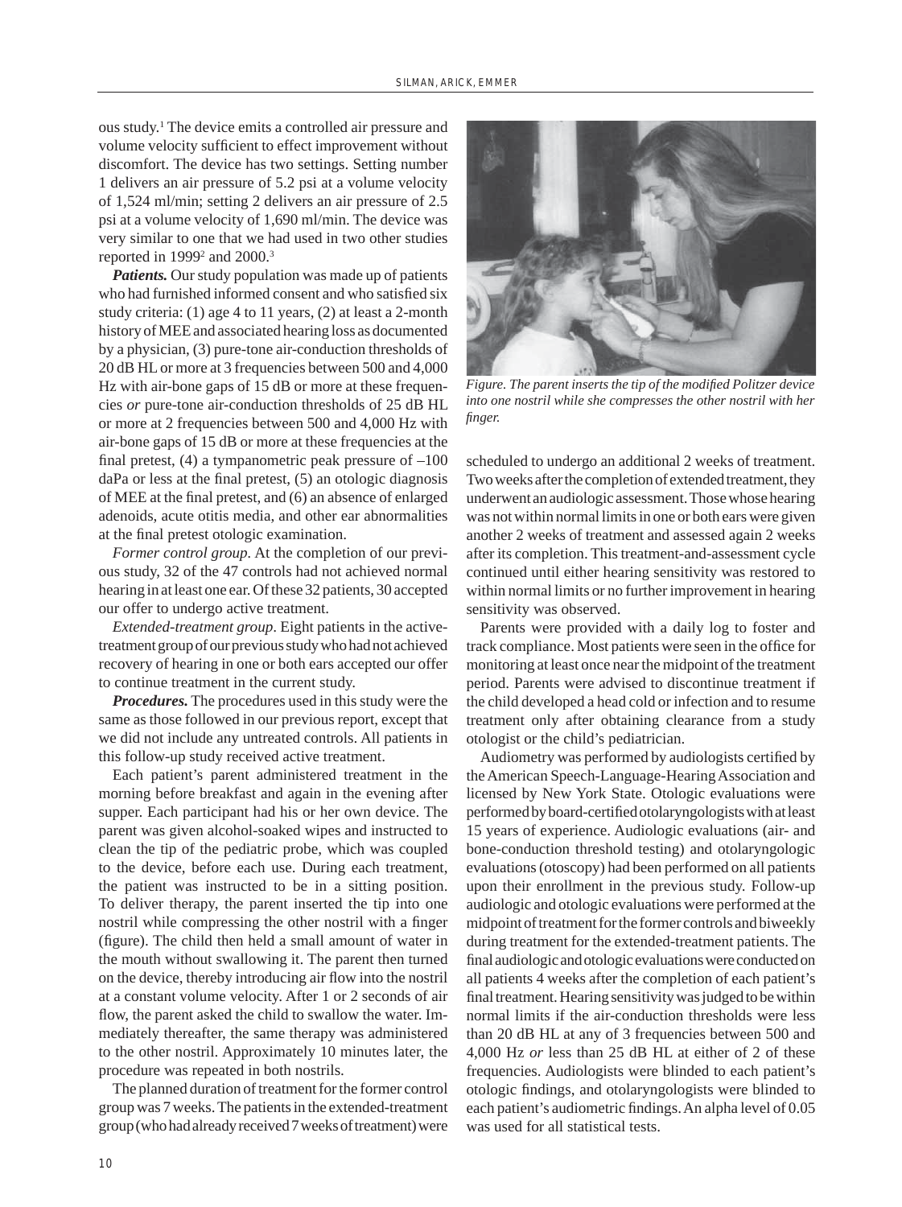ous study.[1] The device emits a controlled air pressure and volume velocity sufficient to effect improvement without discomfort. The device has two settings. Setting number 1 delivers an air pressure of 5.2 psi at a volume velocity of 1,524 ml/min; setting 2 delivers an air pressure of 2.5 psi at a volume velocity of 1,690 ml/min. The device was very similar to one that we had used in two other studies reported in 1999[2] and 2000.[3]

***Patients.*** Our study population was made up of patients who had furnished informed consent and who satisfied six study criteria: (1) age 4 to 11 years, (2) at least a 2-month history of MEE and associated hearing loss as documented by a physician, (3) pure-tone air-conduction thresholds of 20 dB HL or more at 3 frequencies between 500 and 4,000 Hz with air-bone gaps of 15 dB or more at these frequencies *or* pure-tone air-conduction thresholds of 25 dB HL or more at 2 frequencies between 500 and 4,000 Hz with air-bone gaps of 15 dB or more at these frequencies at the final pretest, (4) a tympanometric peak pressure of –100 daPa or less at the final pretest, (5) an otologic diagnosis of MEE at the final pretest, and (6) an absence of enlarged adenoids, acute otitis media, and other ear abnormalities at the final pretest otologic examination.

*Former control group.* At the completion of our previous study, 32 of the 47 controls had not achieved normal hearing in at least one ear. Of these 32 patients, 30 accepted our offer to undergo active treatment.

*Extended-treatment group.* Eight patients in the active-treatment group of our previous study who had not achieved recovery of hearing in one or both ears accepted our offer to continue treatment in the current study.

***Procedures.*** The procedures used in this study were the same as those followed in our previous report, except that we did not include any untreated controls. All patients in this follow-up study received active treatment.

Each patient's parent administered treatment in the morning before breakfast and again in the evening after supper. Each participant had his or her own device. The parent was given alcohol-soaked wipes and instructed to clean the tip of the pediatric probe, which was coupled to the device, before each use. During each treatment, the patient was instructed to be in a sitting position. To deliver therapy, the parent inserted the tip into one nostril while compressing the other nostril with a finger (figure). The child then held a small amount of water in the mouth without swallowing it. The parent then turned on the device, thereby introducing air flow into the nostril at a constant volume velocity. After 1 or 2 seconds of air flow, the parent asked the child to swallow the water. Immediately thereafter, the same therapy was administered to the other nostril. Approximately 10 minutes later, the procedure was repeated in both nostrils.

The planned duration of treatment for the former control group was 7 weeks. The patients in the extended-treatment group (who had already received 7 weeks of treatment) were scheduled to undergo an additional 2 weeks of treatment. Two weeks after the completion of extended treatment, they underwent an audiologic assessment. Those whose hearing was not within normal limits in one or both ears were given another 2 weeks of treatment and assessed again 2 weeks after its completion. This treatment-and-assessment cycle continued until either hearing sensitivity was restored to within normal limits or no further improvement in hearing sensitivity was observed.

*Figure. The parent inserts the tip of the modified Politzer device into one nostril while she compresses the other nostril with her finger.*

Parents were provided with a daily log to foster and track compliance. Most patients were seen in the office for monitoring at least once near the midpoint of the treatment period. Parents were advised to discontinue treatment if the child developed a head cold or infection and to resume treatment only after obtaining clearance from a study otologist or the child's pediatrician.

Audiometry was performed by audiologists certified by the American Speech-Language-Hearing Association and licensed by New York State. Otologic evaluations were performed by board-certified otolaryngologists with at least 15 years of experience. Audiologic evaluations (air- and bone-conduction threshold testing) and otolaryngologic evaluations (otoscopy) had been performed on all patients upon their enrollment in the previous study. Follow-up audiologic and otologic evaluations were performed at the midpoint of treatment for the former controls and biweekly during treatment for the extended-treatment patients. The final audiologic and otologic evaluations were conducted on all patients 4 weeks after the completion of each patient's final treatment. Hearing sensitivity was judged to be within normal limits if the air-conduction thresholds were less than 20 dB HL at any of 3 frequencies between 500 and 4,000 Hz *or* less than 25 dB HL at either of 2 of these frequencies. Audiologists were blinded to each patient's otologic findings, and otolaryngologists were blinded to each patient's audiometric findings. An alpha level of 0.05 was used for all statistical tests.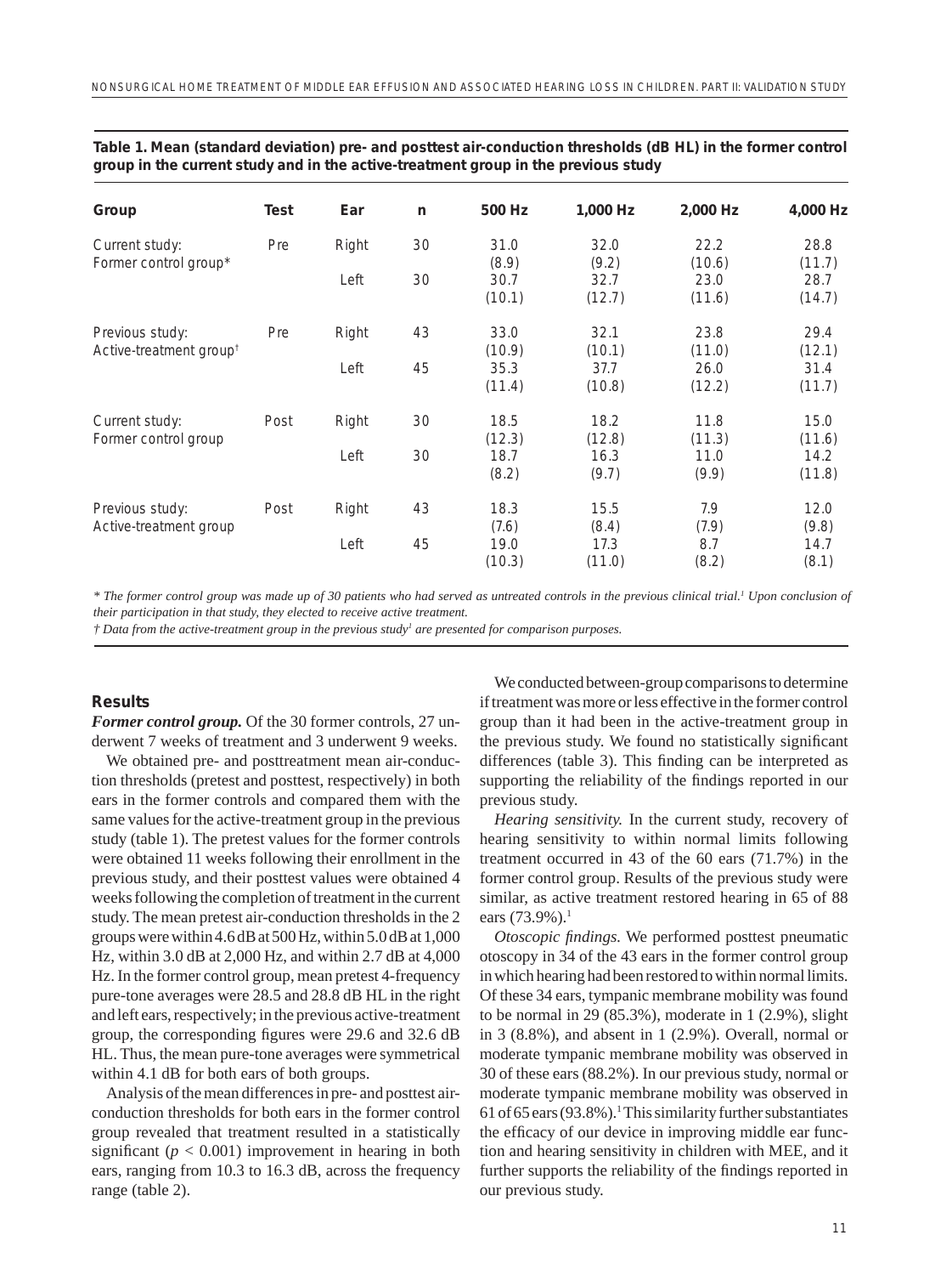**Table 1. Mean (standard deviation) pre- and posttest air-conduction thresholds (dB HL) in the former control group in the current study and in the active-treatment group in the previous study**

| Group | Test | Ear | n | 500 Hz | 1,000 Hz | 2,000 Hz | 4,000 Hz |
|---|---|---|---|---|---|---|---|
| Current study: Former control group* | Pre | Right | 30 | 31.0 (8.9) | 32.0 (9.2) | 22.2 (10.6) | 28.8 (11.7) |
| | | Left | 30 | 30.7 (10.1) | 32.7 (12.7) | 23.0 (11.6) | 28.7 (14.7) |
| Previous study: Active-treatment group† | Pre | Right | 43 | 33.0 (10.9) | 32.1 (10.1) | 23.8 (11.0) | 29.4 (12.1) |
| | | Left | 45 | 35.3 (11.4) | 37.7 (10.8) | 26.0 (12.2) | 31.4 (11.7) |
| Current study: Former control group | Post | Right | 30 | 18.5 (12.3) | 18.2 (12.8) | 11.8 (11.3) | 15.0 (11.6) |
| | | Left | 30 | 18.7 (8.2) | 16.3 (9.7) | 11.0 (9.9) | 14.2 (11.8) |
| Previous study: Active-treatment group | Post | Right | 43 | 18.3 (7.6) | 15.5 (8.4) | 7.9 (7.9) | 12.0 (9.8) |
| | | Left | 45 | 19.0 (10.3) | 17.3 (11.0) | 8.7 (8.2) | 14.7 (8.1) |

*\* The former control group was made up of 30 patients who had served as untreated controls in the previous clinical trial.[1] Upon conclusion of their participation in that study, they elected to receive active treatment.*

*† Data from the active-treatment group in the previous study[1] are presented for comparison purposes.*

### Results

***Former control group.*** Of the 30 former controls, 27 underwent 7 weeks of treatment and 3 underwent 9 weeks.

We obtained pre- and posttreatment mean air-conduction thresholds (pretest and posttest, respectively) in both ears in the former controls and compared them with the same values for the active-treatment group in the previous study (table 1). The pretest values for the former controls were obtained 11 weeks following their enrollment in the previous study, and their posttest values were obtained 4 weeks following the completion of treatment in the current study. The mean pretest air-conduction thresholds in the 2 groups were within 4.6 dB at 500 Hz, within 5.0 dB at 1,000 Hz, within 3.0 dB at 2,000 Hz, and within 2.7 dB at 4,000 Hz. In the former control group, mean pretest 4-frequency pure-tone averages were 28.5 and 28.8 dB HL in the right and left ears, respectively; in the previous active-treatment group, the corresponding figures were 29.6 and 32.6 dB HL. Thus, the mean pure-tone averages were symmetrical within 4.1 dB for both ears of both groups.

Analysis of the mean differences in pre- and posttest air-conduction thresholds for both ears in the former control group revealed that treatment resulted in a statistically significant ($p < 0.001$) improvement in hearing in both ears, ranging from 10.3 to 16.3 dB, across the frequency range (table 2).

We conducted between-group comparisons to determine if treatment was more or less effective in the former control group than it had been in the active-treatment group in the previous study. We found no statistically significant differences (table 3). This finding can be interpreted as supporting the reliability of the findings reported in our previous study.

*Hearing sensitivity.* In the current study, recovery of hearing sensitivity to within normal limits following treatment occurred in 43 of the 60 ears (71.7%) in the former control group. Results of the previous study were similar, as active treatment restored hearing in 65 of 88 ears (73.9%).[1]

*Otoscopic findings.* We performed posttest pneumatic otoscopy in 34 of the 43 ears in the former control group in which hearing had been restored to within normal limits. Of these 34 ears, tympanic membrane mobility was found to be normal in 29 (85.3%), moderate in 1 (2.9%), slight in 3 (8.8%), and absent in 1 (2.9%). Overall, normal or moderate tympanic membrane mobility was observed in 30 of these ears (88.2%). In our previous study, normal or moderate tympanic membrane mobility was observed in 61 of 65 ears (93.8%).[1] This similarity further substantiates the efficacy of our device in improving middle ear function and hearing sensitivity in children with MEE, and it further supports the reliability of the findings reported in our previous study.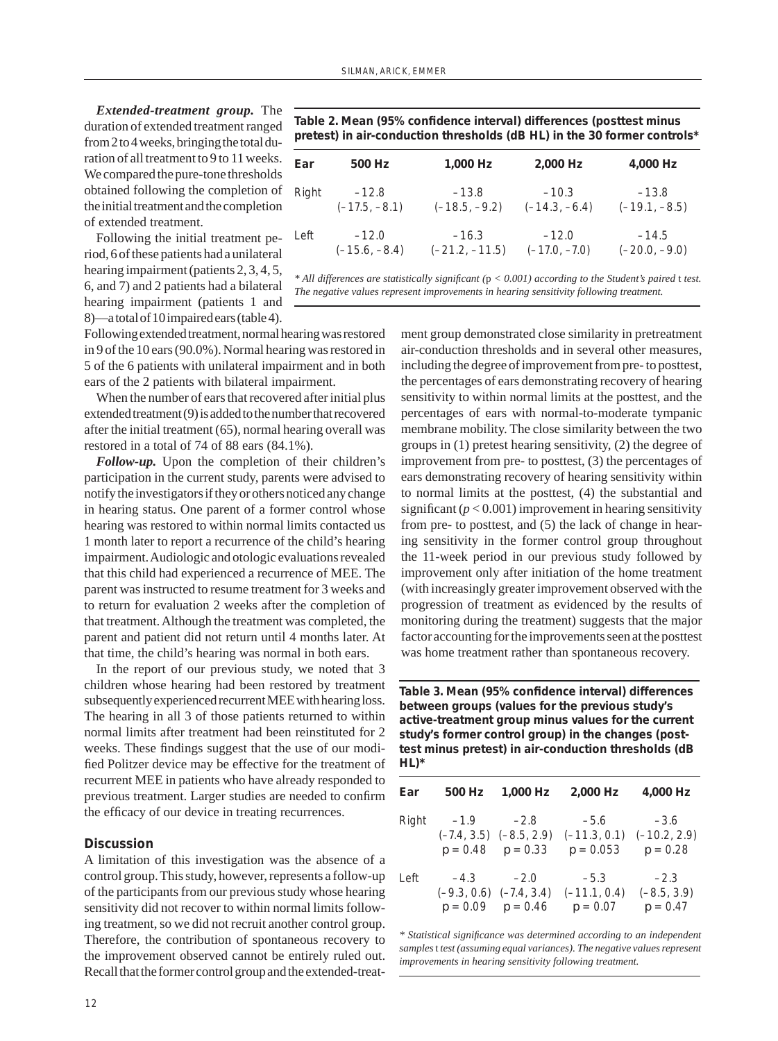***Extended-treatment group.*** The duration of extended treatment ranged from 2 to 4 weeks, bringing the total duration of all treatment to 9 to 11 weeks. We compared the pure-tone thresholds obtained following the completion of the initial treatment and the completion of extended treatment.

Following the initial treatment period, 6 of these patients had a unilateral hearing impairment (patients 2, 3, 4, 5, 6, and 7) and 2 patients had a bilateral hearing impairment (patients 1 and 8)—a total of 10 impaired ears (table 4). Following extended treatment, normal hearing was restored in 9 of the 10 ears (90.0%). Normal hearing was restored in 5 of the 6 patients with unilateral impairment and in both ears of the 2 patients with bilateral impairment.

When the number of ears that recovered after initial plus extended treatment (9) is added to the number that recovered after the initial treatment (65), normal hearing overall was restored in a total of 74 of 88 ears (84.1%).

***Follow-up.*** Upon the completion of their children's participation in the current study, parents were advised to notify the investigators if they or others noticed any change in hearing status. One parent of a former control whose hearing was restored to within normal limits contacted us 1 month later to report a recurrence of the child's hearing impairment. Audiologic and otologic evaluations revealed that this child had experienced a recurrence of MEE. The parent was instructed to resume treatment for 3 weeks and to return for evaluation 2 weeks after the completion of that treatment. Although the treatment was completed, the parent and patient did not return until 4 months later. At that time, the child's hearing was normal in both ears.

In the report of our previous study, we noted that 3 children whose hearing had been restored by treatment subsequently experienced recurrent MEE with hearing loss. The hearing in all 3 of those patients returned to within normal limits after treatment had been reinstituted for 2 weeks. These findings suggest that the use of our modified Politzer device may be effective for the treatment of recurrent MEE in patients who have already responded to previous treatment. Larger studies are needed to confirm the efficacy of our device in treating recurrences.

**Table 2. Mean (95% confidence interval) differences (posttest minus pretest) in air-conduction thresholds (dB HL) in the 30 former controls***

| Ear | 500 Hz | 1,000 Hz | 2,000 Hz | 4,000 Hz |
|---|---|---|---|---|
| Right | –12.8 (–17.5, –8.1) | –13.8 (–18.5, –9.2) | –10.3 (–14.3, –6.4) | –13.8 (–19.1, –8.5) |
| Left | –12.0 (–15.6, –8.4) | –16.3 (–21.2, –11.5) | –12.0 (–17.0, –7.0) | –14.5 (–20.0, –9.0) |

*\* All differences are statistically significant ($p < 0.001$) according to the Student's paired t test. The negative values represent improvements in hearing sensitivity following treatment.*

## Discussion

A limitation of this investigation was the absence of a control group. This study, however, represents a follow-up of the participants from our previous study whose hearing sensitivity did not recover to within normal limits following treatment, so we did not recruit another control group. Therefore, the contribution of spontaneous recovery to the improvement observed cannot be entirely ruled out. Recall that the former control group and the extended-treatment group demonstrated close similarity in pretreatment air-conduction thresholds and in several other measures, including the degree of improvement from pre- to posttest, the percentages of ears demonstrating recovery of hearing sensitivity to within normal limits at the posttest, and the percentages of ears with normal-to-moderate tympanic membrane mobility. The close similarity between the two groups in (1) pretest hearing sensitivity, (2) the degree of improvement from pre- to posttest, (3) the percentages of ears demonstrating recovery of hearing sensitivity within to normal limits at the posttest, (4) the substantial and significant ($p < 0.001$) improvement in hearing sensitivity from pre- to posttest, and (5) the lack of change in hearing sensitivity in the former control group throughout the 11-week period in our previous study followed by improvement only after initiation of the home treatment (with increasingly greater improvement observed with the progression of treatment as evidenced by the results of monitoring during the treatment) suggests that the major factor accounting for the improvements seen at the posttest was home treatment rather than spontaneous recovery.

**Table 3. Mean (95% confidence interval) differences between groups (values for the previous study's active-treatment group minus values for the current study's former control group) in the changes (posttest minus pretest) in air-conduction thresholds (dB HL)***

| Ear | 500 Hz | 1,000 Hz | 2,000 Hz | 4,000 Hz |
|---|---|---|---|---|
| Right | –1.9 (–7.4, 3.5) $p = 0.48$ | –2.8 (–8.5, 2.9) $p = 0.33$ | –5.6 (–11.3, 0.1) $p = 0.053$ | –3.6 (–10.2, 2.9) $p = 0.28$ |
| Left | –4.3 (–9.3, 0.6) $p = 0.09$ | –2.0 (–7.4, 3.4) $p = 0.46$ | –5.3 (–11.1, 0.4) $p = 0.07$ | –2.3 (–8.5, 3.9) $p = 0.47$ |

*\* Statistical significance was determined according to an independent samples t test (assuming equal variances). The negative values represent improvements in hearing sensitivity following treatment.*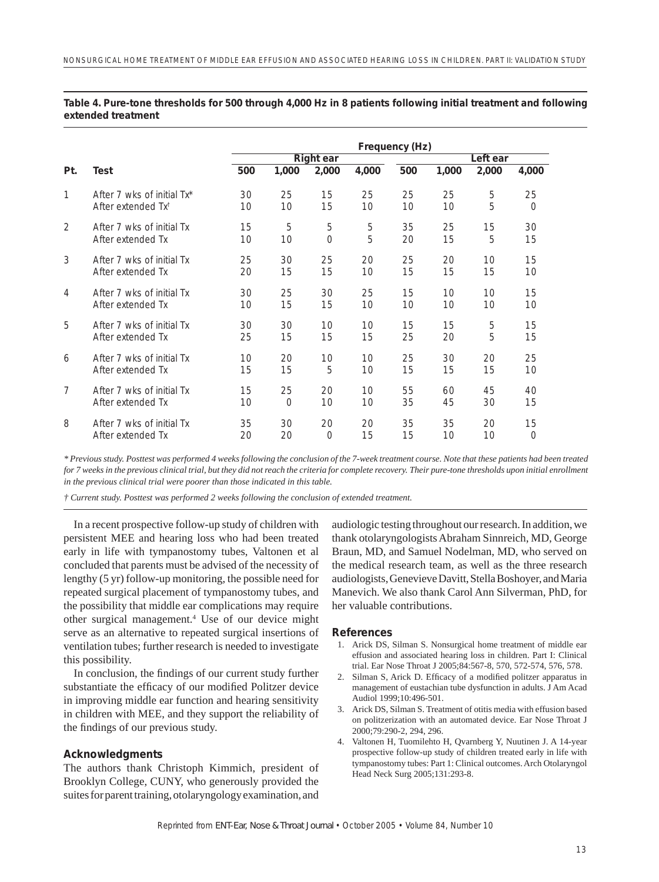**Table 4. Pure-tone thresholds for 500 through 4,000 Hz in 8 patients following initial treatment and following extended treatment**

| | | Frequency (Hz) | | | | | | | |
|---|---|---|---|---|---|---|---|---|---|
| | | Right ear | | | | Left ear | | | |
| Pt. | Test | 500 | 1,000 | 2,000 | 4,000 | 500 | 1,000 | 2,000 | 4,000 |
| 1 | After 7 wks of initial Tx* | 30 | 25 | 15 | 25 | 25 | 25 | 5 | 25 |
| | After extended Tx† | 10 | 10 | 15 | 10 | 10 | 10 | 5 | 0 |
| 2 | After 7 wks of initial Tx | 15 | 5 | 5 | 5 | 35 | 25 | 15 | 30 |
| | After extended Tx | 10 | 10 | 0 | 5 | 20 | 15 | 5 | 15 |
| 3 | After 7 wks of initial Tx | 25 | 30 | 25 | 20 | 25 | 20 | 10 | 15 |
| | After extended Tx | 20 | 15 | 15 | 10 | 15 | 15 | 15 | 10 |
| 4 | After 7 wks of initial Tx | 30 | 25 | 30 | 25 | 15 | 10 | 10 | 15 |
| | After extended Tx | 10 | 15 | 15 | 10 | 10 | 10 | 10 | 10 |
| 5 | After 7 wks of initial Tx | 30 | 30 | 10 | 10 | 15 | 15 | 5 | 15 |
| | After extended Tx | 25 | 15 | 15 | 15 | 25 | 20 | 5 | 15 |
| 6 | After 7 wks of initial Tx | 10 | 20 | 10 | 10 | 25 | 30 | 20 | 25 |
| | After extended Tx | 15 | 15 | 5 | 10 | 15 | 15 | 15 | 10 |
| 7 | After 7 wks of initial Tx | 15 | 25 | 20 | 10 | 55 | 60 | 45 | 40 |
| | After extended Tx | 10 | 0 | 10 | 10 | 35 | 45 | 30 | 15 |
| 8 | After 7 wks of initial Tx | 35 | 30 | 20 | 20 | 35 | 35 | 20 | 15 |
| | After extended Tx | 20 | 20 | 0 | 15 | 15 | 10 | 10 | 0 |

*\* Previous study. Posttest was performed 4 weeks following the conclusion of the 7-week treatment course. Note that these patients had been treated for 7 weeks in the previous clinical trial, but they did not reach the criteria for complete recovery. Their pure-tone thresholds upon initial enrollment in the previous clinical trial were poorer than those indicated in this table.*

*† Current study. Posttest was performed 2 weeks following the conclusion of extended treatment.*

In a recent prospective follow-up study of children with persistent MEE and hearing loss who had been treated early in life with tympanostomy tubes, Valtonen et al concluded that parents must be advised of the necessity of lengthy (5 yr) follow-up monitoring, the possible need for repeated surgical placement of tympanostomy tubes, and the possibility that middle ear complications may require other surgical management.[4] Use of our device might serve as an alternative to repeated surgical insertions of ventilation tubes; further research is needed to investigate this possibility.

In conclusion, the findings of our current study further substantiate the efficacy of our modified Politzer device in improving middle ear function and hearing sensitivity in children with MEE, and they support the reliability of the findings of our previous study.

## Acknowledgments

The authors thank Christoph Kimmich, president of Brooklyn College, CUNY, who generously provided the suites for parent training, otolaryngology examination, and audiologic testing throughout our research. In addition, we thank otolaryngologists Abraham Sinnreich, MD, George Braun, MD, and Samuel Nodelman, MD, who served on the medical research team, as well as the three research audiologists, Genevieve Davitt, Stella Boshoyer, and Maria Manevich. We also thank Carol Ann Silverman, PhD, for her valuable contributions.

## References

1. Arick DS, Silman S. Nonsurgical home treatment of middle ear effusion and associated hearing loss in children. Part I: Clinical trial. Ear Nose Throat J 2005;84:567-8, 570, 572-574, 576, 578.
2. Silman S, Arick D. Efficacy of a modified politzer apparatus in management of eustachian tube dysfunction in adults. J Am Acad Audiol 1999;10:496-501.
3. Arick DS, Silman S. Treatment of otitis media with effusion based on politzerization with an automated device. Ear Nose Throat J 2000;79:290-2, 294, 296.
4. Valtonen H, Tuomilehto H, Qvarnberg Y, Nuutinen J. A 14-year prospective follow-up study of children treated early in life with tympanostomy tubes: Part 1: Clinical outcomes. Arch Otolaryngol Head Neck Surg 2005;131:293-8.